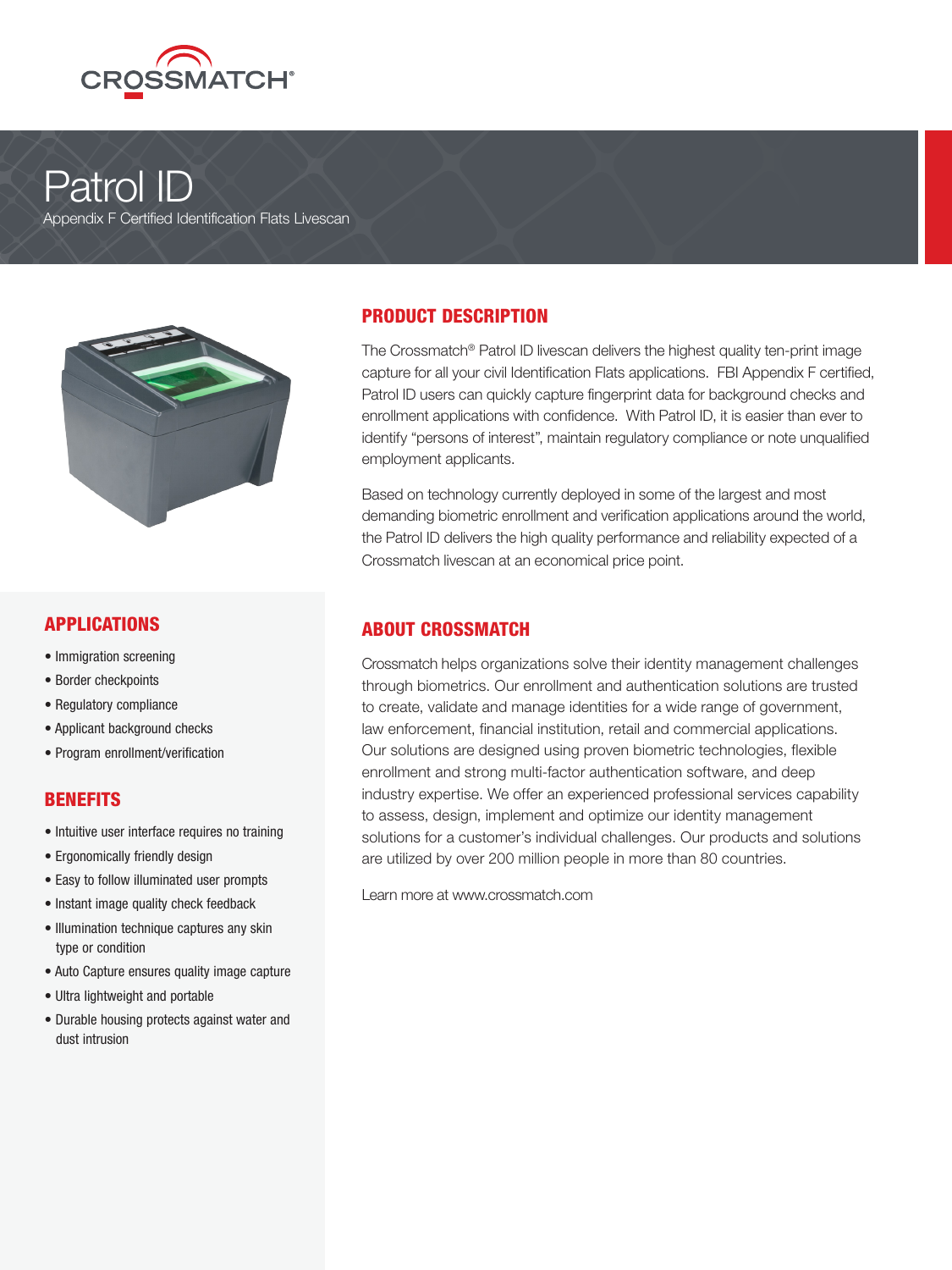CROSSMATCH®

# Patrol ID

Appendix F Certified Identification Flats Livescan

## PRODUCT DESCRIPTION

The Crossmatch® Patrol ID livescan delivers the highest quality ten-print image capture for all your civil Identification Flats applications. FBI Appendix F certified, Patrol ID users can quickly capture fingerprint data for background checks and enrollment applications with confidence. With Patrol ID, it is easier than ever to identify "persons of interest", maintain regulatory compliance or note unqualified employment applicants.

Based on technology currently deployed in some of the largest and most demanding biometric enrollment and verification applications around the world, the Patrol ID delivers the high quality performance and reliability expected of a Crossmatch livescan at an economical price point.

## APPLICATIONS

- Immigration screening
- Border checkpoints
- Regulatory compliance
- Applicant background checks
- Program enrollment/verification

## BENEFITS

- Intuitive user interface requires no training
- Ergonomically friendly design
- Easy to follow illuminated user prompts
- Instant image quality check feedback
- Illumination technique captures any skin type or condition
- Auto Capture ensures quality image capture
- Ultra lightweight and portable
- Durable housing protects against water and dust intrusion

## ABOUT CROSSMATCH

Crossmatch helps organizations solve their identity management challenges through biometrics. Our enrollment and authentication solutions are trusted to create, validate and manage identities for a wide range of government, law enforcement, financial institution, retail and commercial applications. Our solutions are designed using proven biometric technologies, flexible enrollment and strong multi-factor authentication software, and deep industry expertise. We offer an experienced professional services capability to assess, design, implement and optimize our identity management solutions for a customer's individual challenges. Our products and solutions are utilized by over 200 million people in more than 80 countries.

Learn more at www.crossmatch.com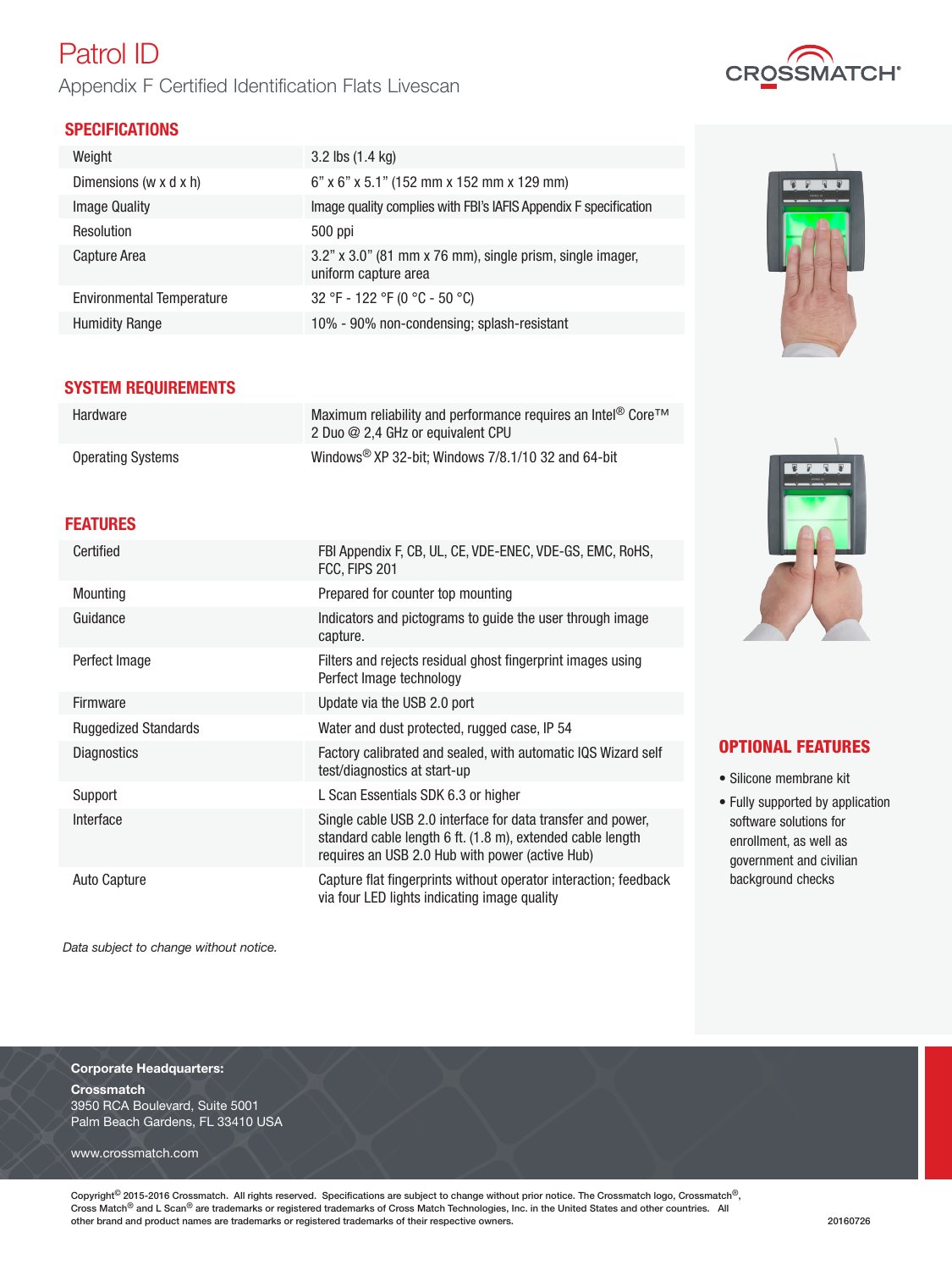# Patrol ID

Appendix F Certified Identification Flats Livescan

## SPECIFICATIONS

| | |
|---|---|
| Weight | 3.2 lbs (1.4 kg) |
| Dimensions (w x d x h) | 6” x 6” x 5.1” (152 mm x 152 mm x 129 mm) |
| Image Quality | Image quality complies with FBI’s IAFIS Appendix F specification |
| Resolution | 500 ppi |
| Capture Area | 3.2” x 3.0” (81 mm x 76 mm), single prism, single imager, uniform capture area |
| Environmental Temperature | 32 °F - 122 °F (0 °C - 50 °C) |
| Humidity Range | 10% - 90% non-condensing; splash-resistant |

## SYSTEM REQUIREMENTS

| | |
|---|---|
| Hardware | Maximum reliability and performance requires an Intel® Core™ 2 Duo @ 2,4 GHz or equivalent CPU |
| Operating Systems | Windows® XP 32-bit; Windows 7/8.1/10 32 and 64-bit |

## FEATURES

| | |
|---|---|
| Certified | FBI Appendix F, CB, UL, CE, VDE-ENEC, VDE-GS, EMC, RoHS, FCC, FIPS 201 |
| Mounting | Prepared for counter top mounting |
| Guidance | Indicators and pictograms to guide the user through image capture. |
| Perfect Image | Filters and rejects residual ghost fingerprint images using Perfect Image technology |
| Firmware | Update via the USB 2.0 port |
| Ruggedized Standards | Water and dust protected, rugged case, IP 54 |
| Diagnostics | Factory calibrated and sealed, with automatic IQS Wizard self test/diagnostics at start-up |
| Support | L Scan Essentials SDK 6.3 or higher |
| Interface | Single cable USB 2.0 interface for data transfer and power, standard cable length 6 ft. (1.8 m), extended cable length requires an USB 2.0 Hub with power (active Hub) |
| Auto Capture | Capture flat fingerprints without operator interaction; feedback via four LED lights indicating image quality |

*Data subject to change without notice.*

## OPTIONAL FEATURES

- Silicone membrane kit
- Fully supported by application software solutions for enrollment, as well as government and civilian background checks

**Corporate Headquarters:**

**Crossmatch**
3950 RCA Boulevard, Suite 5001
Palm Beach Gardens, FL 33410 USA

www.crossmatch.com

Copyright© 2015-2016 Crossmatch. All rights reserved. Specifications are subject to change without prior notice. The Crossmatch logo, Crossmatch®, Cross Match® and L Scan® are trademarks or registered trademarks of Cross Match Technologies, Inc. in the United States and other countries. All other brand and product names are trademarks or registered trademarks of their respective owners.

20160726